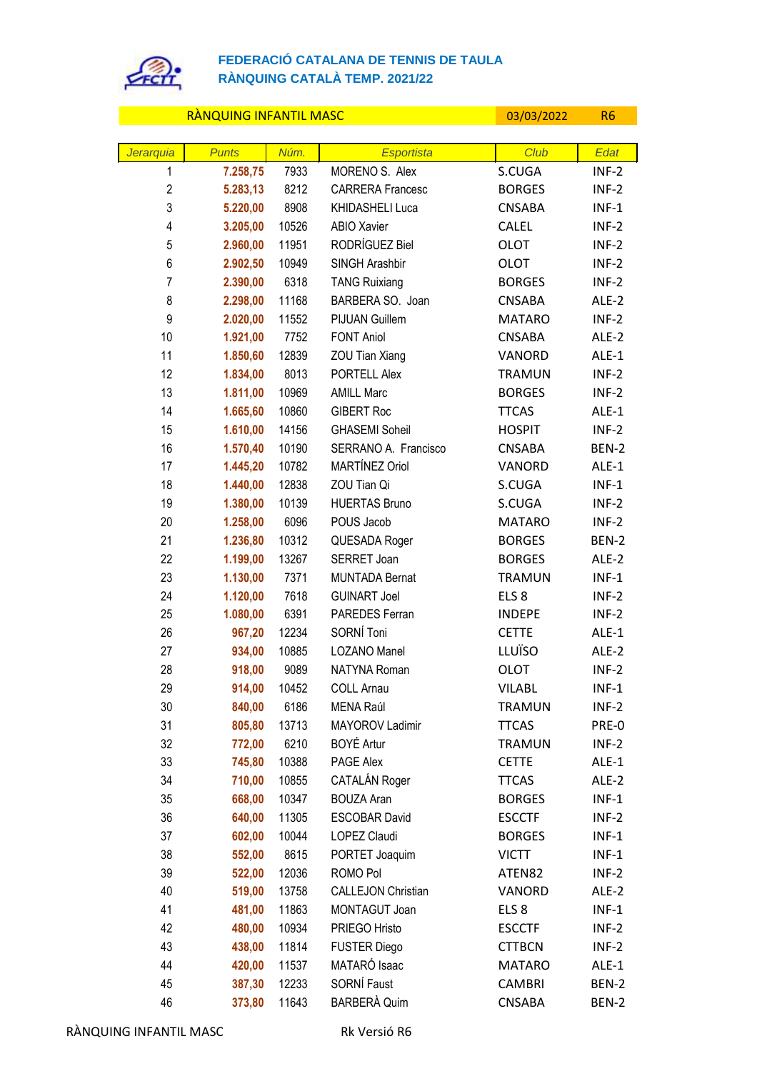**FEDERACIÓ CATALANA DE TENNIS DE TAULA**
**RÀNQUING CATALÀ TEMP. 2021/22**

| RÀNQUING INFANTIL MASC | | | | 03/03/2022 | R6 |
|---|---|---|---|---|---|
| Jerarquia | Punts | Núm. | Esportista | Club | Edat |
| 1 | 7.258,75 | 7933 | MORENO S. Alex | S.CUGA | INF-2 |
| 2 | 5.283,13 | 8212 | CARRERA Francesc | BORGES | INF-2 |
| 3 | 5.220,00 | 8908 | KHIDASHELI Luca | CNSABA | INF-1 |
| 4 | 3.205,00 | 10526 | ABIO Xavier | CALEL | INF-2 |
| 5 | 2.960,00 | 11951 | RODRÍGUEZ Biel | OLOT | INF-2 |
| 6 | 2.902,50 | 10949 | SINGH Arashbir | OLOT | INF-2 |
| 7 | 2.390,00 | 6318 | TANG Ruixiang | BORGES | INF-2 |
| 8 | 2.298,00 | 11168 | BARBERA SO. Joan | CNSABA | ALE-2 |
| 9 | 2.020,00 | 11552 | PIJUAN Guillem | MATARO | INF-2 |
| 10 | 1.921,00 | 7752 | FONT Aniol | CNSABA | ALE-2 |
| 11 | 1.850,60 | 12839 | ZOU Tian Xiang | VANORD | ALE-1 |
| 12 | 1.834,00 | 8013 | PORTELL Alex | TRAMUN | INF-2 |
| 13 | 1.811,00 | 10969 | AMILL Marc | BORGES | INF-2 |
| 14 | 1.665,60 | 10860 | GIBERT Roc | TTCAS | ALE-1 |
| 15 | 1.610,00 | 14156 | GHASEMI Soheil | HOSPIT | INF-2 |
| 16 | 1.570,40 | 10190 | SERRANO A. Francisco | CNSABA | BEN-2 |
| 17 | 1.445,20 | 10782 | MARTÍNEZ Oriol | VANORD | ALE-1 |
| 18 | 1.440,00 | 12838 | ZOU Tian Qi | S.CUGA | INF-1 |
| 19 | 1.380,00 | 10139 | HUERTAS Bruno | S.CUGA | INF-2 |
| 20 | 1.258,00 | 6096 | POUS Jacob | MATARO | INF-2 |
| 21 | 1.236,80 | 10312 | QUESADA Roger | BORGES | BEN-2 |
| 22 | 1.199,00 | 13267 | SERRET Joan | BORGES | ALE-2 |
| 23 | 1.130,00 | 7371 | MUNTADA Bernat | TRAMUN | INF-1 |
| 24 | 1.120,00 | 7618 | GUINART Joel | ELS 8 | INF-2 |
| 25 | 1.080,00 | 6391 | PAREDES Ferran | INDEPE | INF-2 |
| 26 | 967,20 | 12234 | SORNÍ Toni | CETTE | ALE-1 |
| 27 | 934,00 | 10885 | LOZANO Manel | LLUÏSO | ALE-2 |
| 28 | 918,00 | 9089 | NATYNA Roman | OLOT | INF-2 |
| 29 | 914,00 | 10452 | COLL Arnau | VILABL | INF-1 |
| 30 | 840,00 | 6186 | MENA Raúl | TRAMUN | INF-2 |
| 31 | 805,80 | 13713 | MAYOROV Ladimir | TTCAS | PRE-0 |
| 32 | 772,00 | 6210 | BOYÉ Artur | TRAMUN | INF-2 |
| 33 | 745,80 | 10388 | PAGE Alex | CETTE | ALE-1 |
| 34 | 710,00 | 10855 | CATALÁN Roger | TTCAS | ALE-2 |
| 35 | 668,00 | 10347 | BOUZA Aran | BORGES | INF-1 |
| 36 | 640,00 | 11305 | ESCOBAR David | ESCCTF | INF-2 |
| 37 | 602,00 | 10044 | LOPEZ Claudi | BORGES | INF-1 |
| 38 | 552,00 | 8615 | PORTET Joaquim | VICTT | INF-1 |
| 39 | 522,00 | 12036 | ROMO Pol | ATEN82 | INF-2 |
| 40 | 519,00 | 13758 | CALLEJON Christian | VANORD | ALE-2 |
| 41 | 481,00 | 11863 | MONTAGUT Joan | ELS 8 | INF-1 |
| 42 | 480,00 | 10934 | PRIEGO Hristo | ESCCTF | INF-2 |
| 43 | 438,00 | 11814 | FUSTER Diego | CTTBCN | INF-2 |
| 44 | 420,00 | 11537 | MATARÓ Isaac | MATARO | ALE-1 |
| 45 | 387,30 | 12233 | SORNÍ Faust | CAMBRI | BEN-2 |
| 46 | 373,80 | 11643 | BARBERÀ Quim | CNSABA | BEN-2 |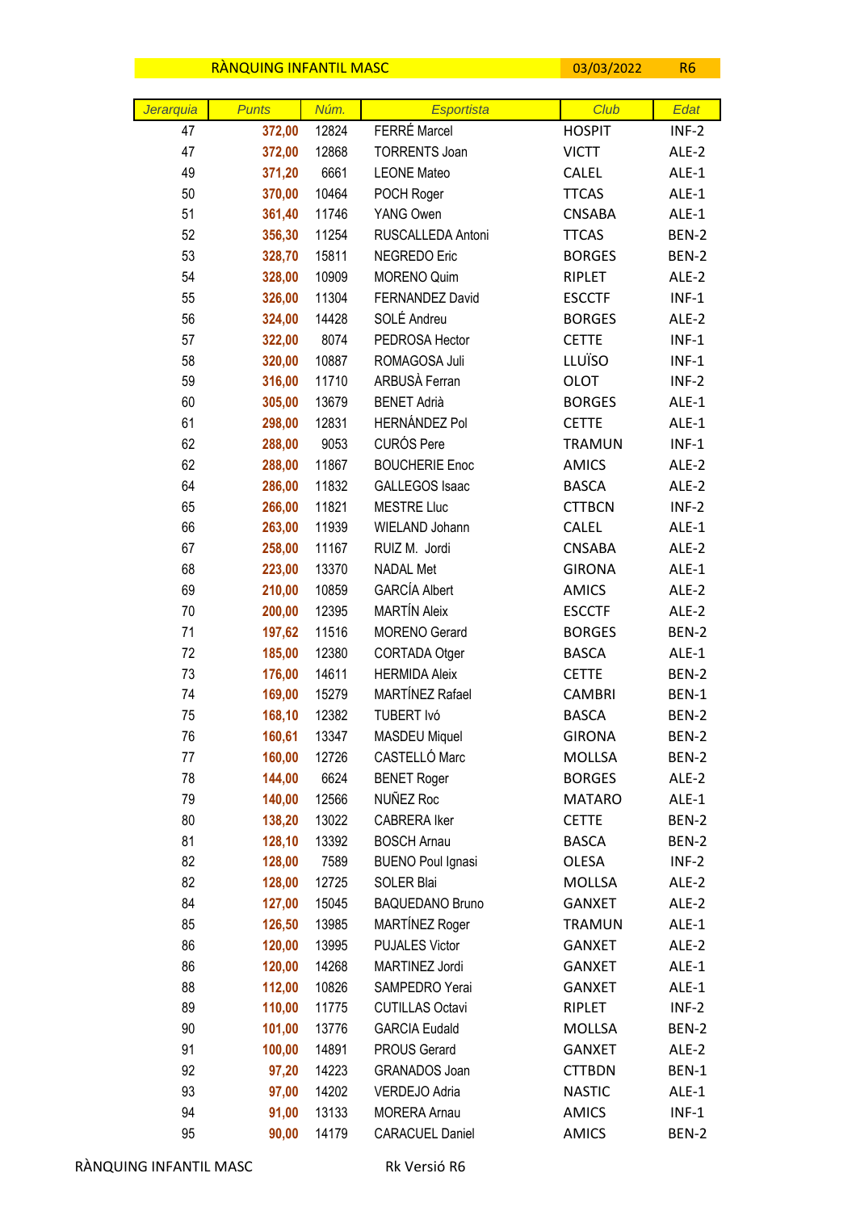RÀNQUING INFANTIL MASC | 03/03/2022 | R6

| Jerarquia | Punts | Núm. | Esportista | Club | Edat |
|---|---|---|---|---|---|
| 47 | 372,00 | 12824 | FERRÉ Marcel | HOSPIT | INF-2 |
| 47 | 372,00 | 12868 | TORRENTS Joan | VICTT | ALE-2 |
| 49 | 371,20 | 6661 | LEONE Mateo | CALEL | ALE-1 |
| 50 | 370,00 | 10464 | POCH Roger | TTCAS | ALE-1 |
| 51 | 361,40 | 11746 | YANG Owen | CNSABA | ALE-1 |
| 52 | 356,30 | 11254 | RUSCALLEDA Antoni | TTCAS | BEN-2 |
| 53 | 328,70 | 15811 | NEGREDO Eric | BORGES | BEN-2 |
| 54 | 328,00 | 10909 | MORENO Quim | RIPLET | ALE-2 |
| 55 | 326,00 | 11304 | FERNANDEZ David | ESCCTF | INF-1 |
| 56 | 324,00 | 14428 | SOLÉ Andreu | BORGES | ALE-2 |
| 57 | 322,00 | 8074 | PEDROSA Hector | CETTE | INF-1 |
| 58 | 320,00 | 10887 | ROMAGOSA Juli | LLUÏSO | INF-1 |
| 59 | 316,00 | 11710 | ARBUSÀ Ferran | OLOT | INF-2 |
| 60 | 305,00 | 13679 | BENET Adrià | BORGES | ALE-1 |
| 61 | 298,00 | 12831 | HERNÁNDEZ Pol | CETTE | ALE-1 |
| 62 | 288,00 | 9053 | CURÓS Pere | TRAMUN | INF-1 |
| 62 | 288,00 | 11867 | BOUCHERIE Enoc | AMICS | ALE-2 |
| 64 | 286,00 | 11832 | GALLEGOS Isaac | BASCA | ALE-2 |
| 65 | 266,00 | 11821 | MESTRE Lluc | CTTBCN | INF-2 |
| 66 | 263,00 | 11939 | WIELAND Johann | CALEL | ALE-1 |
| 67 | 258,00 | 11167 | RUIZ M. Jordi | CNSABA | ALE-2 |
| 68 | 223,00 | 13370 | NADAL Met | GIRONA | ALE-1 |
| 69 | 210,00 | 10859 | GARCÍA Albert | AMICS | ALE-2 |
| 70 | 200,00 | 12395 | MARTÍN Aleix | ESCCTF | ALE-2 |
| 71 | 197,62 | 11516 | MORENO Gerard | BORGES | BEN-2 |
| 72 | 185,00 | 12380 | CORTADA Otger | BASCA | ALE-1 |
| 73 | 176,00 | 14611 | HERMIDA Aleix | CETTE | BEN-2 |
| 74 | 169,00 | 15279 | MARTÍNEZ Rafael | CAMBRI | BEN-1 |
| 75 | 168,10 | 12382 | TUBERT Ivó | BASCA | BEN-2 |
| 76 | 160,61 | 13347 | MASDEU Miquel | GIRONA | BEN-2 |
| 77 | 160,00 | 12726 | CASTELLÓ Marc | MOLLSA | BEN-2 |
| 78 | 144,00 | 6624 | BENET Roger | BORGES | ALE-2 |
| 79 | 140,00 | 12566 | NUÑEZ Roc | MATARO | ALE-1 |
| 80 | 138,20 | 13022 | CABRERA Iker | CETTE | BEN-2 |
| 81 | 128,10 | 13392 | BOSCH Arnau | BASCA | BEN-2 |
| 82 | 128,00 | 7589 | BUENO Poul Ignasi | OLESA | INF-2 |
| 82 | 128,00 | 12725 | SOLER Blai | MOLLSA | ALE-2 |
| 84 | 127,00 | 15045 | BAQUEDANO Bruno | GANXET | ALE-2 |
| 85 | 126,50 | 13985 | MARTÍNEZ Roger | TRAMUN | ALE-1 |
| 86 | 120,00 | 13995 | PUJALES Victor | GANXET | ALE-2 |
| 86 | 120,00 | 14268 | MARTINEZ Jordi | GANXET | ALE-1 |
| 88 | 112,00 | 10826 | SAMPEDRO Yerai | GANXET | ALE-1 |
| 89 | 110,00 | 11775 | CUTILLAS Octavi | RIPLET | INF-2 |
| 90 | 101,00 | 13776 | GARCIA Eudald | MOLLSA | BEN-2 |
| 91 | 100,00 | 14891 | PROUS Gerard | GANXET | ALE-2 |
| 92 | 97,20 | 14223 | GRANADOS Joan | CTTBDN | BEN-1 |
| 93 | 97,00 | 14202 | VERDEJO Adria | NASTIC | ALE-1 |
| 94 | 91,00 | 13133 | MORERA Arnau | AMICS | INF-1 |
| 95 | 90,00 | 14179 | CARACUEL Daniel | AMICS | BEN-2 |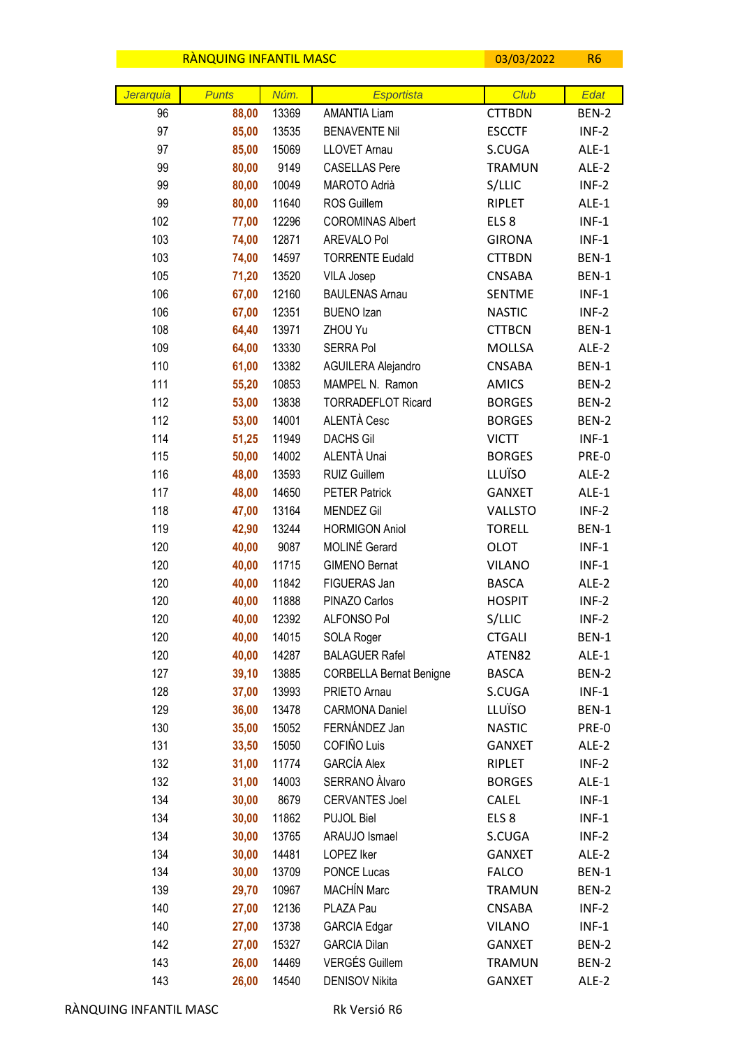| RÀNQUING INFANTIL MASC | | | | 03/03/2022 | R6 |
|---|---|---|---|---|---|
| *Jerarquia* | *Punts* | *Núm.* | *Esportista* | *Club* | *Edat* |
| 96 | **88,00** | 13369 | AMANTIA Liam | CTTBDN | BEN-2 |
| 97 | **85,00** | 13535 | BENAVENTE Nil | ESCCTF | INF-2 |
| 97 | **85,00** | 15069 | LLOVET Arnau | S.CUGA | ALE-1 |
| 99 | **80,00** | 9149 | CASELLAS Pere | TRAMUN | ALE-2 |
| 99 | **80,00** | 10049 | MAROTO Adrià | S/LLIC | INF-2 |
| 99 | **80,00** | 11640 | ROS Guillem | RIPLET | ALE-1 |
| 102 | **77,00** | 12296 | COROMINAS Albert | ELS 8 | INF-1 |
| 103 | **74,00** | 12871 | AREVALO Pol | GIRONA | INF-1 |
| 103 | **74,00** | 14597 | TORRENTE Eudald | CTTBDN | BEN-1 |
| 105 | **71,20** | 13520 | VILA Josep | CNSABA | BEN-1 |
| 106 | **67,00** | 12160 | BAULENAS Arnau | SENTME | INF-1 |
| 106 | **67,00** | 12351 | BUENO Izan | NASTIC | INF-2 |
| 108 | **64,40** | 13971 | ZHOU Yu | CTTBCN | BEN-1 |
| 109 | **64,00** | 13330 | SERRA Pol | MOLLSA | ALE-2 |
| 110 | **61,00** | 13382 | AGUILERA Alejandro | CNSABA | BEN-1 |
| 111 | **55,20** | 10853 | MAMPEL N. Ramon | AMICS | BEN-2 |
| 112 | **53,00** | 13838 | TORRADEFLOT Ricard | BORGES | BEN-2 |
| 112 | **53,00** | 14001 | ALENTÀ Cesc | BORGES | BEN-2 |
| 114 | **51,25** | 11949 | DACHS Gil | VICTT | INF-1 |
| 115 | **50,00** | 14002 | ALENTÀ Unai | BORGES | PRE-0 |
| 116 | **48,00** | 13593 | RUIZ Guillem | LLUÏSO | ALE-2 |
| 117 | **48,00** | 14650 | PETER Patrick | GANXET | ALE-1 |
| 118 | **47,00** | 13164 | MENDEZ Gil | VALLSTO | INF-2 |
| 119 | **42,90** | 13244 | HORMIGON Aniol | TORELL | BEN-1 |
| 120 | **40,00** | 9087 | MOLINÉ Gerard | OLOT | INF-1 |
| 120 | **40,00** | 11715 | GIMENO Bernat | VILANO | INF-1 |
| 120 | **40,00** | 11842 | FIGUERAS Jan | BASCA | ALE-2 |
| 120 | **40,00** | 11888 | PINAZO Carlos | HOSPIT | INF-2 |
| 120 | **40,00** | 12392 | ALFONSO Pol | S/LLIC | INF-2 |
| 120 | **40,00** | 14015 | SOLA Roger | CTGALI | BEN-1 |
| 120 | **40,00** | 14287 | BALAGUER Rafel | ATEN82 | ALE-1 |
| 127 | **39,10** | 13885 | CORBELLA Bernat Benigne | BASCA | BEN-2 |
| 128 | **37,00** | 13993 | PRIETO Arnau | S.CUGA | INF-1 |
| 129 | **36,00** | 13478 | CARMONA Daniel | LLUÏSO | BEN-1 |
| 130 | **35,00** | 15052 | FERNÁNDEZ Jan | NASTIC | PRE-0 |
| 131 | **33,50** | 15050 | COFIÑO Luis | GANXET | ALE-2 |
| 132 | **31,00** | 11774 | GARCÍA Alex | RIPLET | INF-2 |
| 132 | **31,00** | 14003 | SERRANO Àlvaro | BORGES | ALE-1 |
| 134 | **30,00** | 8679 | CERVANTES Joel | CALEL | INF-1 |
| 134 | **30,00** | 11862 | PUJOL Biel | ELS 8 | INF-1 |
| 134 | **30,00** | 13765 | ARAUJO Ismael | S.CUGA | INF-2 |
| 134 | **30,00** | 14481 | LOPEZ Iker | GANXET | ALE-2 |
| 134 | **30,00** | 13709 | PONCE Lucas | FALCO | BEN-1 |
| 139 | **29,70** | 10967 | MACHÍN Marc | TRAMUN | BEN-2 |
| 140 | **27,00** | 12136 | PLAZA Pau | CNSABA | INF-2 |
| 140 | **27,00** | 13738 | GARCIA Edgar | VILANO | INF-1 |
| 142 | **27,00** | 15327 | GARCIA Dilan | GANXET | BEN-2 |
| 143 | **26,00** | 14469 | VERGÉS Guillem | TRAMUN | BEN-2 |
| 143 | **26,00** | 14540 | DENISOV Nikita | GANXET | ALE-2 |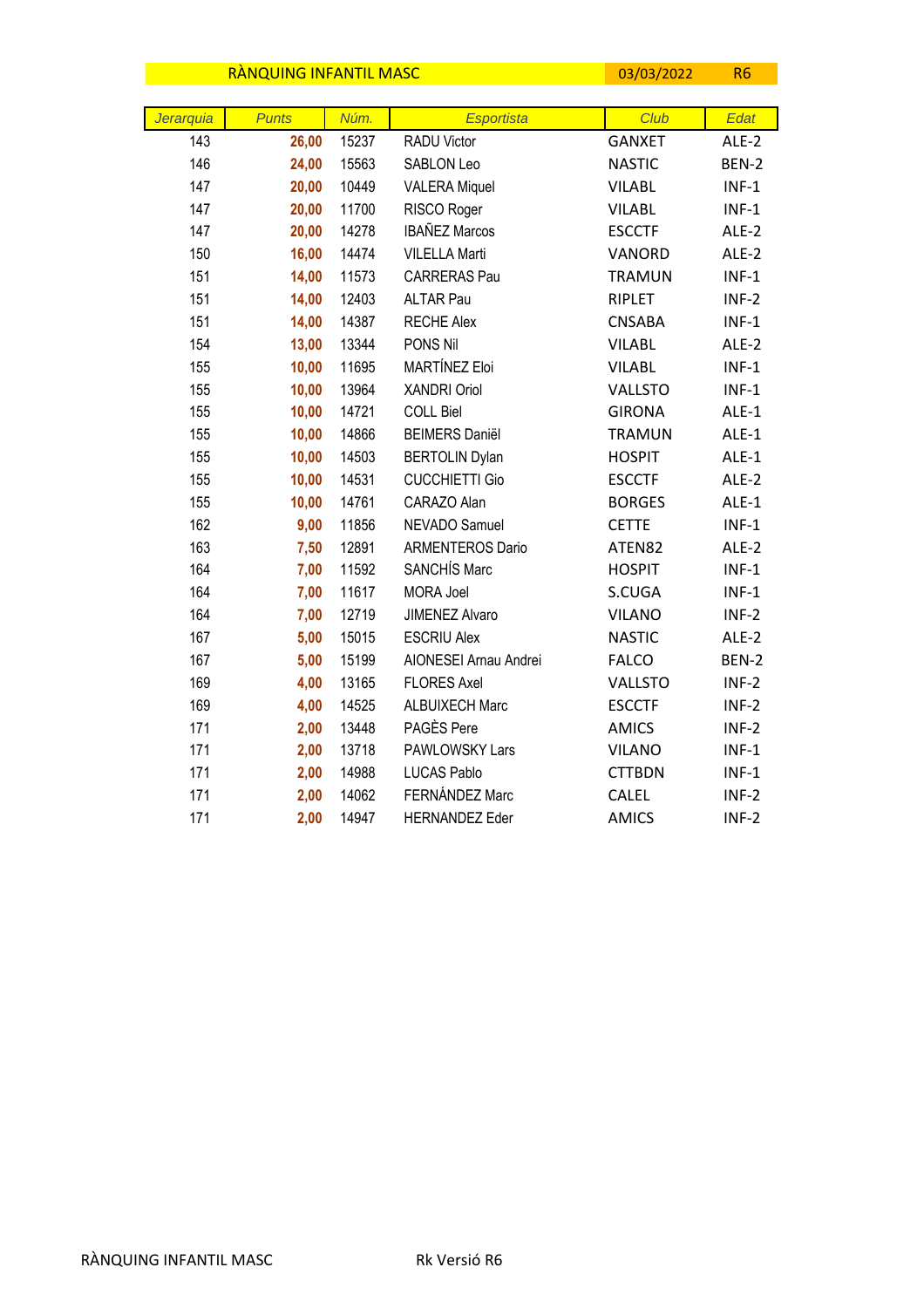RÀNQUING INFANTIL MASC | 03/03/2022 | R6

| Jerarquia | Punts | Núm. | Esportista | Club | Edat |
|---|---|---|---|---|---|
| 143 | 26,00 | 15237 | RADU Victor | GANXET | ALE-2 |
| 146 | 24,00 | 15563 | SABLON Leo | NASTIC | BEN-2 |
| 147 | 20,00 | 10449 | VALERA Miquel | VILABL | INF-1 |
| 147 | 20,00 | 11700 | RISCO Roger | VILABL | INF-1 |
| 147 | 20,00 | 14278 | IBAÑEZ Marcos | ESCCTF | ALE-2 |
| 150 | 16,00 | 14474 | VILELLA Marti | VANORD | ALE-2 |
| 151 | 14,00 | 11573 | CARRERAS Pau | TRAMUN | INF-1 |
| 151 | 14,00 | 12403 | ALTAR Pau | RIPLET | INF-2 |
| 151 | 14,00 | 14387 | RECHE Alex | CNSABA | INF-1 |
| 154 | 13,00 | 13344 | PONS Nil | VILABL | ALE-2 |
| 155 | 10,00 | 11695 | MARTÍNEZ Eloi | VILABL | INF-1 |
| 155 | 10,00 | 13964 | XANDRI Oriol | VALLSTO | INF-1 |
| 155 | 10,00 | 14721 | COLL Biel | GIRONA | ALE-1 |
| 155 | 10,00 | 14866 | BEIMERS Daniël | TRAMUN | ALE-1 |
| 155 | 10,00 | 14503 | BERTOLIN Dylan | HOSPIT | ALE-1 |
| 155 | 10,00 | 14531 | CUCCHIETTI Gio | ESCCTF | ALE-2 |
| 155 | 10,00 | 14761 | CARAZO Alan | BORGES | ALE-1 |
| 162 | 9,00 | 11856 | NEVADO Samuel | CETTE | INF-1 |
| 163 | 7,50 | 12891 | ARMENTEROS Dario | ATEN82 | ALE-2 |
| 164 | 7,00 | 11592 | SANCHÍS Marc | HOSPIT | INF-1 |
| 164 | 7,00 | 11617 | MORA Joel | S.CUGA | INF-1 |
| 164 | 7,00 | 12719 | JIMENEZ Alvaro | VILANO | INF-2 |
| 167 | 5,00 | 15015 | ESCRIU Alex | NASTIC | ALE-2 |
| 167 | 5,00 | 15199 | AIONESEI Arnau Andrei | FALCO | BEN-2 |
| 169 | 4,00 | 13165 | FLORES Axel | VALLSTO | INF-2 |
| 169 | 4,00 | 14525 | ALBUIXECH Marc | ESCCTF | INF-2 |
| 171 | 2,00 | 13448 | PAGÈS Pere | AMICS | INF-2 |
| 171 | 2,00 | 13718 | PAWLOWSKY Lars | VILANO | INF-1 |
| 171 | 2,00 | 14988 | LUCAS Pablo | CTTBDN | INF-1 |
| 171 | 2,00 | 14062 | FERNÁNDEZ Marc | CALEL | INF-2 |
| 171 | 2,00 | 14947 | HERNANDEZ Eder | AMICS | INF-2 |